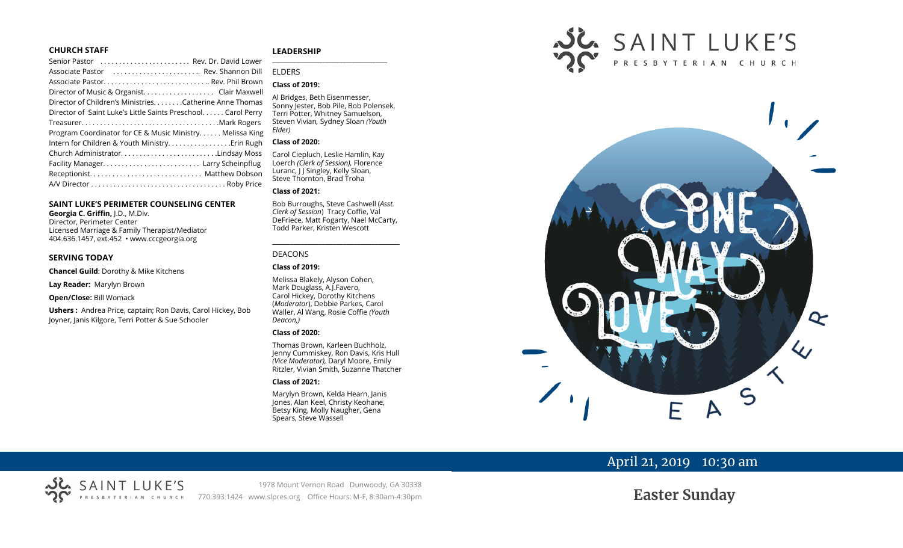## CHURCH STAFF

Senior Pastor ........................ Rev. Dr. David Lower
Associate Pastor ........................ Rev. Shannon Dill
Associate Pastor............................ Rev. Phil Brown
Director of Music & Organist.................. Clair Maxwell
Director of Children's Ministries........Catherine Anne Thomas
Director of Saint Luke's Little Saints Preschool...... Carol Perry
Treasurer....................................Mark Rogers
Program Coordinator for CE & Music Ministry...... Melissa King
Intern for Children & Youth Ministry.................Erin Rugh
Church Administrator..........................Lindsay Moss
Facility Manager.......................... Larry Scheinpflug
Receptionist.............................. Matthew Dobson
A/V Director .................................... Roby Price

## SAINT LUKE'S PERIMETER COUNSELING CENTER

**Georgia C. Griffin,** J.D., M.Div.
Director, Perimeter Center
Licensed Marriage & Family Therapist/Mediator
404.636.1457, ext.452 • www.cccgeorgia.org

## SERVING TODAY

**Chancel Guild**: Dorothy & Mike Kitchens

**Lay Reader:** Marylyn Brown

**Open/Close:** Bill Womack

**Ushers :** Andrea Price, captain; Ron Davis, Carol Hickey, Bob Joyner, Janis Kilgore, Terri Potter & Sue Schooler

## LEADERSHIP

ELDERS

**Class of 2019:**

Al Bridges, Beth Eisenmesser, Sonny Jester, Bob Pile, Bob Polensek, Terri Potter, Whitney Samuelson, Steven Vivian*,* Sydney Sloan *(Youth Elder)*

**Class of 2020:**

Carol Ciepluch, Leslie Hamlin, Kay Loerch *(Clerk of Session),* Florence Luranc, J J Singley, Kelly Sloan, Steve Thornton, Brad Troha

**Class of 2021:**

Bob Burroughs, Steve Cashwell (*Asst. Clerk of Session*) Tracy Coffie, Val DeFriece, Matt Fogarty, Nael McCarty, Todd Parker, Kristen Wescott

DEACONS

**Class of 2019:**

Melissa Blakely, Alyson Cohen, Mark Douglass, A.J.Favero, Carol Hickey, Dorothy Kitchens (*Moderator*), Debbie Parkes, Carol Waller, Al Wang, Rosie Coffie *(Youth Deacon,)*

**Class of 2020:**

Thomas Brown, Karleen Buchholz, Jenny Cummiskey, Ron Davis, Kris Hull *(Vice Moderator),* Daryl Moore, Emily Ritzler, Vivian Smith, Suzanne Thatcher

**Class of 2021:**

Marylyn Brown, Kelda Hearn, Janis Jones, Alan Keel, Christy Keohane, Betsy King, Molly Naugher, Gena Spears, Steve Wassell

# SAINT LUKE'S PRESBYTERIAN CHURCH

ONE WAY LOVE
EASTER

April 21, 2019 10:30 am

SAINT LUKE'S PRESBYTERIAN CHURCH

1978 Mount Vernon Road Dunwoody, GA 30338
770.393.1424 www.slpres.org Office Hours: M-F, 8:30am-4:30pm

## Easter Sunday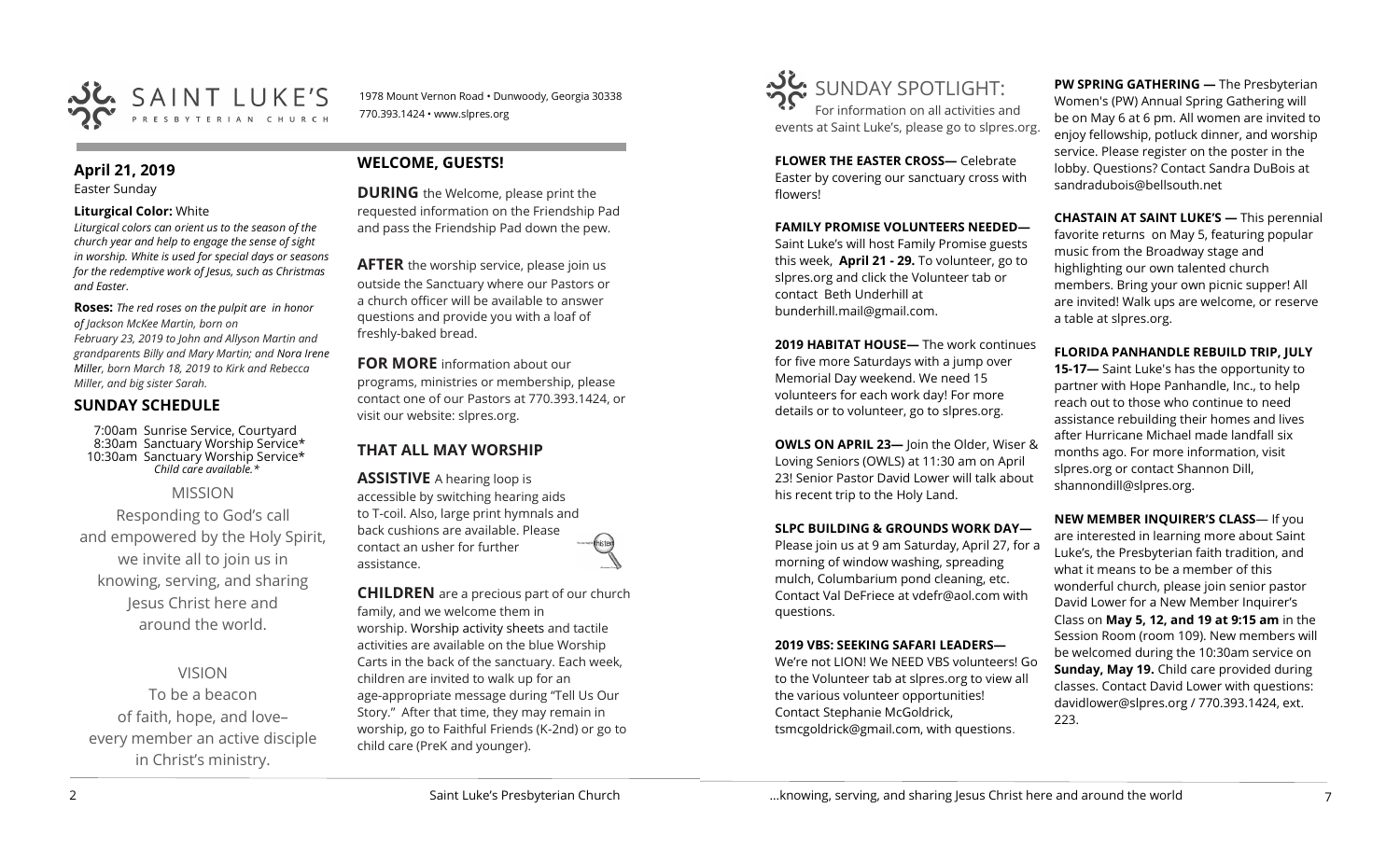# SAINT LUKE'S PRESBYTERIAN CHURCH

1978 Mount Vernon Road • Dunwoody, Georgia 30338
770.393.1424 • www.slpres.org

## April 21, 2019

Easter Sunday

**Liturgical Color:** White

*Liturgical colors can orient us to the season of the church year and help to engage the sense of sight in worship. White is used for special days or seasons for the redemptive work of Jesus, such as Christmas and Easter.*

**Roses:** *The red roses on the pulpit are in honor of Jackson McKee Martin, born on February 23, 2019 to John and Allyson Martin and grandparents Billy and Mary Martin; and Nora Irene Miller, born March 18, 2019 to Kirk and Rebecca Miller, and big sister Sarah.*

## SUNDAY SCHEDULE

7:00am Sunrise Service, Courtyard
8:30am Sanctuary Worship Service*
10:30am Sanctuary Worship Service*
*Child care available.*

MISSION

Responding to God's call and empowered by the Holy Spirit, we invite all to join us in knowing, serving, and sharing Jesus Christ here and around the world.

VISION

To be a beacon of faith, hope, and love– every member an active disciple in Christ's ministry.

## WELCOME, GUESTS!

**DURING** the Welcome, please print the requested information on the Friendship Pad and pass the Friendship Pad down the pew.

**AFTER** the worship service, please join us outside the Sanctuary where our Pastors or a church officer will be available to answer questions and provide you with a loaf of freshly-baked bread.

**FOR MORE** information about our programs, ministries or membership, please contact one of our Pastors at 770.393.1424, or visit our website: slpres.org.

## THAT ALL MAY WORSHIP

**ASSISTIVE** A hearing loop is accessible by switching hearing aids to T-coil. Also, large print hymnals and back cushions are available. Please contact an usher for further assistance.

**CHILDREN** are a precious part of our church family, and we welcome them in worship. Worship activity sheets and tactile activities are available on the blue Worship Carts in the back of the sanctuary. Each week, children are invited to walk up for an age-appropriate message during "Tell Us Our Story." After that time, they may remain in worship, go to Faithful Friends (K-2nd) or go to child care (PreK and younger).

## SUNDAY SPOTLIGHT:

For information on all activities and events at Saint Luke's, please go to slpres.org.

**FLOWER THE EASTER CROSS—** Celebrate Easter by covering our sanctuary cross with flowers!

**FAMILY PROMISE VOLUNTEERS NEEDED—** Saint Luke's will host Family Promise guests this week, **April 21 - 29.** To volunteer, go to slpres.org and click the Volunteer tab or contact Beth Underhill at bunderhill.mail@gmail.com.

**2019 HABITAT HOUSE—** The work continues for five more Saturdays with a jump over Memorial Day weekend. We need 15 volunteers for each work day! For more details or to volunteer, go to slpres.org.

**OWLS ON APRIL 23—** Join the Older, Wiser & Loving Seniors (OWLS) at 11:30 am on April 23! Senior Pastor David Lower will talk about his recent trip to the Holy Land.

**SLPC BUILDING & GROUNDS WORK DAY—** Please join us at 9 am Saturday, April 27, for a morning of window washing, spreading mulch, Columbarium pond cleaning, etc. Contact Val DeFriece at vdefr@aol.com with questions.

**2019 VBS: SEEKING SAFARI LEADERS—** We're not LION! We NEED VBS volunteers! Go to the Volunteer tab at slpres.org to view all the various volunteer opportunities! Contact Stephanie McGoldrick, tsmcgoldrick@gmail.com, with questions.

**PW SPRING GATHERING —** The Presbyterian Women's (PW) Annual Spring Gathering will be on May 6 at 6 pm. All women are invited to enjoy fellowship, potluck dinner, and worship service. Please register on the poster in the lobby. Questions? Contact Sandra DuBois at sandradubois@bellsouth.net

**CHASTAIN AT SAINT LUKE'S —** This perennial favorite returns on May 5, featuring popular music from the Broadway stage and highlighting our own talented church members. Bring your own picnic supper! All are invited! Walk ups are welcome, or reserve a table at slpres.org.

**FLORIDA PANHANDLE REBUILD TRIP, JULY 15-17—** Saint Luke's has the opportunity to partner with Hope Panhandle, Inc., to help reach out to those who continue to need assistance rebuilding their homes and lives after Hurricane Michael made landfall six months ago. For more information, visit slpres.org or contact Shannon Dill, shannondill@slpres.org.

**NEW MEMBER INQUIRER'S CLASS**— If you are interested in learning more about Saint Luke's, the Presbyterian faith tradition, and what it means to be a member of this wonderful church, please join senior pastor David Lower for a New Member Inquirer's Class on **May 5, 12, and 19 at 9:15 am** in the Session Room (room 109). New members will be welcomed during the 10:30am service on **Sunday, May 19.** Child care provided during classes. Contact David Lower with questions: davidlower@slpres.org / 770.393.1424, ext. 223.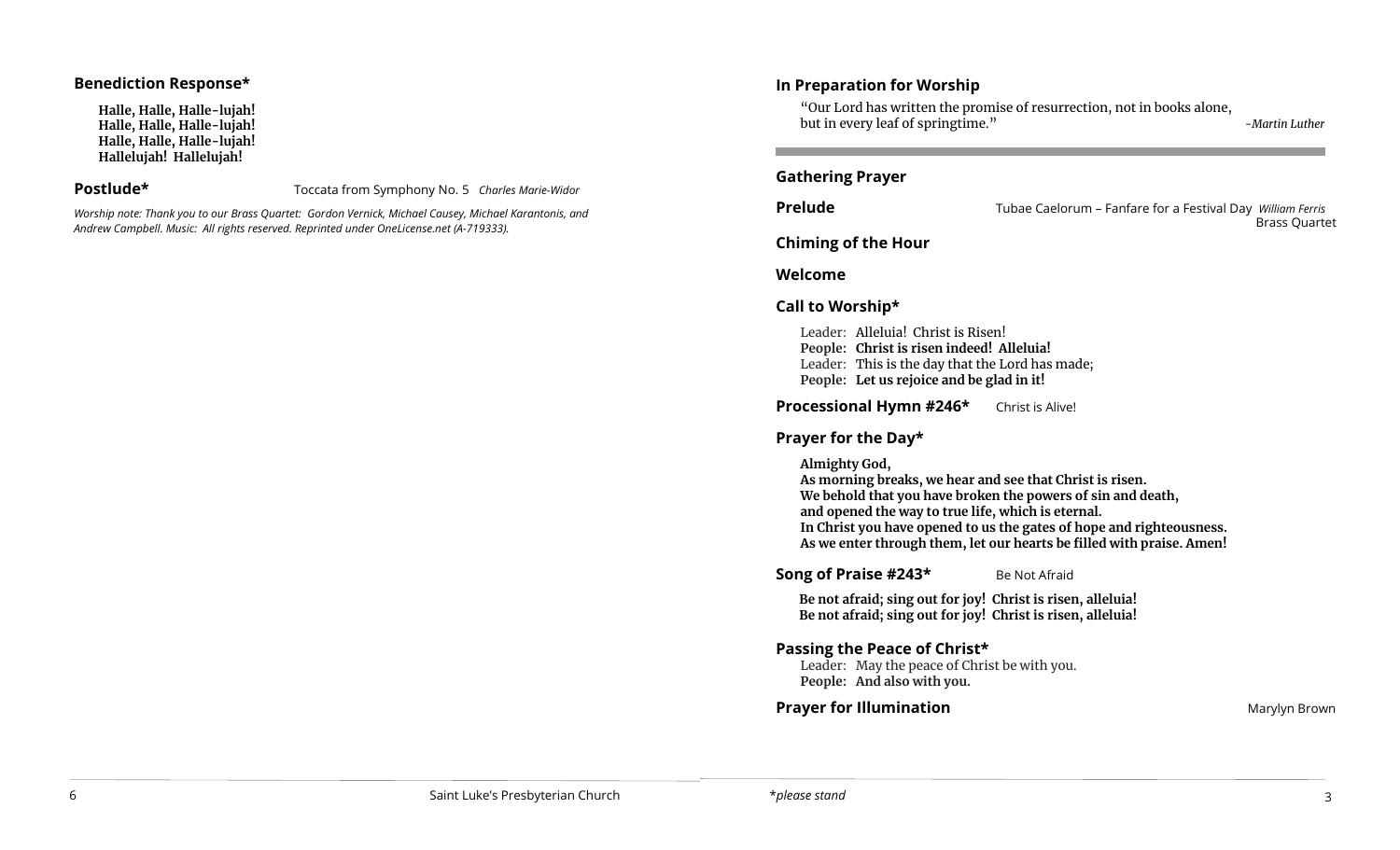### Benediction Response*

**Halle, Halle, Halle-lujah!**
**Halle, Halle, Halle-lujah!**
**Halle, Halle, Halle-lujah!**
**Hallelujah! Hallelujah!**

**Postlude*** Toccata from Symphony No. 5 *Charles Marie-Widor*

*Worship note: Thank you to our Brass Quartet: Gordon Vernick, Michael Causey, Michael Karantonis, and Andrew Campbell. Music: All rights reserved. Reprinted under OneLicense.net (A-719333).*

### In Preparation for Worship

"Our Lord has written the promise of resurrection, not in books alone, but in every leaf of springtime." *-Martin Luther*

---

### Gathering Prayer

**Prelude** Tubae Caelorum – Fanfare for a Festival Day *William Ferris*
Brass Quartet

### Chiming of the Hour

### Welcome

### Call to Worship*

Leader: Alleluia! Christ is Risen!
**People: Christ is risen indeed! Alleluia!**
Leader: This is the day that the Lord has made;
**People: Let us rejoice and be glad in it!**

**Processional Hymn #246*** Christ is Alive!

### Prayer for the Day*

**Almighty God,**
**As morning breaks, we hear and see that Christ is risen.**
**We behold that you have broken the powers of sin and death,**
**and opened the way to true life, which is eternal.**
**In Christ you have opened to us the gates of hope and righteousness.**
**As we enter through them, let our hearts be filled with praise. Amen!**

**Song of Praise #243*** Be Not Afraid

**Be not afraid; sing out for joy! Christ is risen, alleluia!**
**Be not afraid; sing out for joy! Christ is risen, alleluia!**

### Passing the Peace of Christ*

Leader: May the peace of Christ be with you.
**People: And also with you.**

**Prayer for Illumination** Marylyn Brown

**please stand*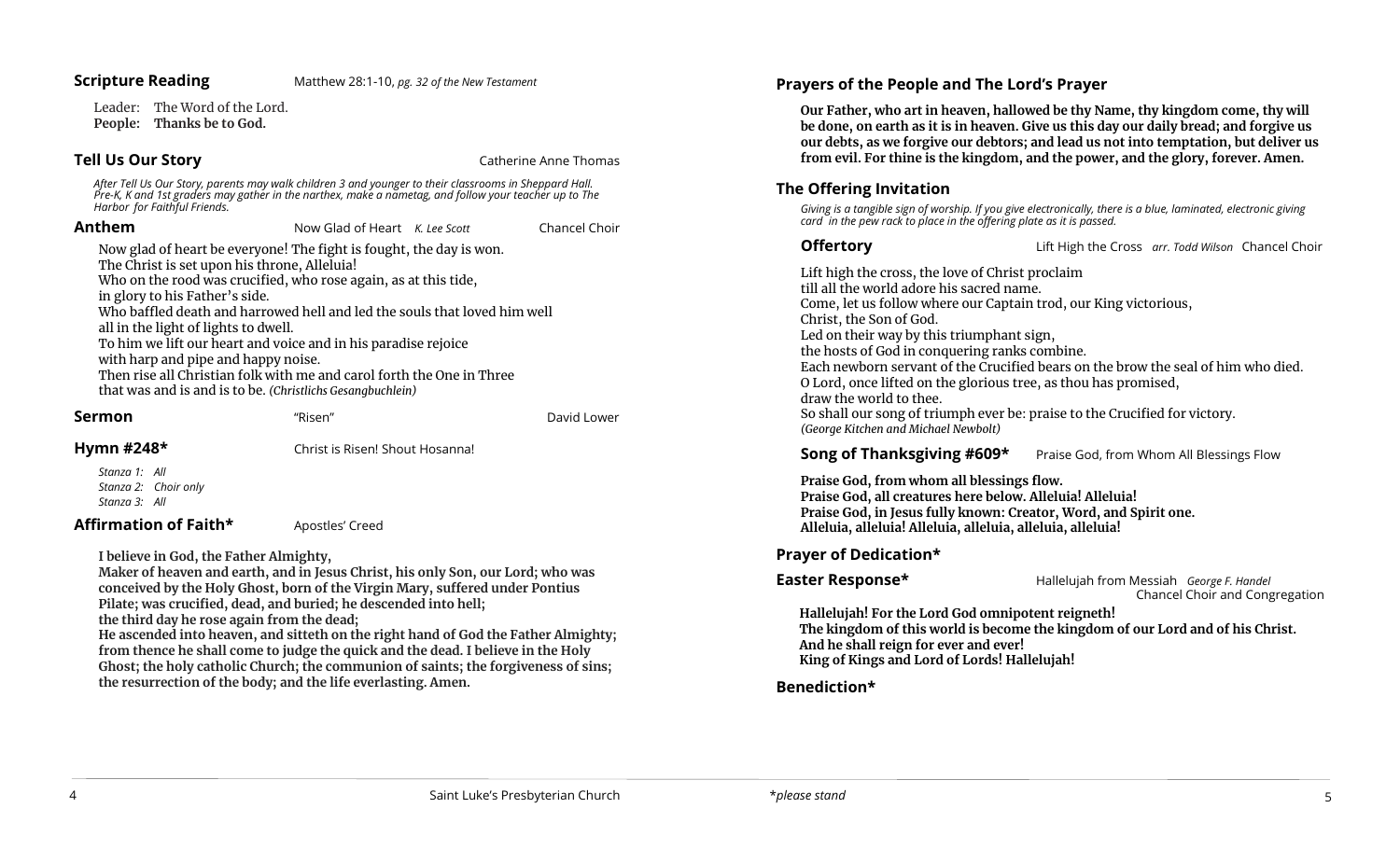**Scripture Reading** Matthew 28:1-10, *pg. 32 of the New Testament*

Leader: The Word of the Lord.
**People: Thanks be to God.**

**Tell Us Our Story** Catherine Anne Thomas

*After Tell Us Our Story, parents may walk children 3 and younger to their classrooms in Sheppard Hall. Pre-K, K and 1st graders may gather in the narthex, make a nametag, and follow your teacher up to The Harbor for Faithful Friends.*

**Anthem** Now Glad of Heart *K. Lee Scott* Chancel Choir

Now glad of heart be everyone! The fight is fought, the day is won.
The Christ is set upon his throne, Alleluia!
Who on the rood was crucified, who rose again, as at this tide,
in glory to his Father's side.
Who baffled death and harrowed hell and led the souls that loved him well
all in the light of lights to dwell.
To him we lift our heart and voice and in his paradise rejoice
with harp and pipe and happy noise.
Then rise all Christian folk with me and carol forth the One in Three
that was and is and is to be. *(Christlichs Gesangbuchlein)*

**Sermon** "Risen" David Lower

**Hymn #248*** Christ is Risen! Shout Hosanna!

*Stanza 1: All*
*Stanza 2: Choir only*
*Stanza 3: All*

**Affirmation of Faith*** Apostles' Creed

**I believe in God, the Father Almighty,**
**Maker of heaven and earth, and in Jesus Christ, his only Son, our Lord; who was conceived by the Holy Ghost, born of the Virgin Mary, suffered under Pontius Pilate; was crucified, dead, and buried; he descended into hell;**
**the third day he rose again from the dead;**
**He ascended into heaven, and sitteth on the right hand of God the Father Almighty; from thence he shall come to judge the quick and the dead. I believe in the Holy Ghost; the holy catholic Church; the communion of saints; the forgiveness of sins; the resurrection of the body; and the life everlasting. Amen.**

**Prayers of the People and The Lord's Prayer**

**Our Father, who art in heaven, hallowed be thy Name, thy kingdom come, thy will be done, on earth as it is in heaven. Give us this day our daily bread; and forgive us our debts, as we forgive our debtors; and lead us not into temptation, but deliver us from evil. For thine is the kingdom, and the power, and the glory, forever. Amen.**

**The Offering Invitation**

*Giving is a tangible sign of worship. If you give electronically, there is a blue, laminated, electronic giving card in the pew rack to place in the offering plate as it is passed.*

**Offertory** Lift High the Cross *arr. Todd Wilson* Chancel Choir

Lift high the cross, the love of Christ proclaim
till all the world adore his sacred name.
Come, let us follow where our Captain trod, our King victorious,
Christ, the Son of God.
Led on their way by this triumphant sign,
the hosts of God in conquering ranks combine.
Each newborn servant of the Crucified bears on the brow the seal of him who died.
O Lord, once lifted on the glorious tree, as thou has promised,
draw the world to thee.
So shall our song of triumph ever be: praise to the Crucified for victory.
*(George Kitchen and Michael Newbolt)*

**Song of Thanksgiving #609*** Praise God, from Whom All Blessings Flow

**Praise God, from whom all blessings flow.**
**Praise God, all creatures here below. Alleluia! Alleluia!**
**Praise God, in Jesus fully known: Creator, Word, and Spirit one.**
**Alleluia, alleluia! Alleluia, alleluia, alleluia, alleluia!**

**Prayer of Dedication***

**Easter Response*** Hallelujah from Messiah *George F. Handel* Chancel Choir and Congregation

**Hallelujah! For the Lord God omnipotent reigneth!**
**The kingdom of this world is become the kingdom of our Lord and of his Christ.**
**And he shall reign for ever and ever!**
**King of Kings and Lord of Lords! Hallelujah!**

**Benediction***

*\*please stand*